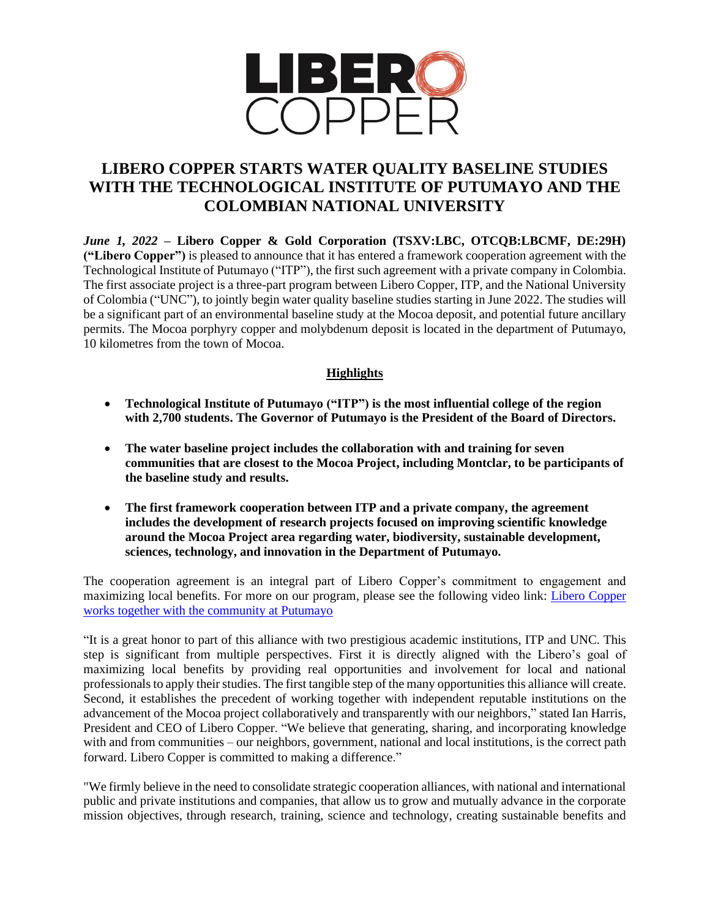# LIBERO COPPER STARTS WATER QUALITY BASELINE STUDIES WITH THE TECHNOLOGICAL INSTITUTE OF PUTUMAYO AND THE COLOMBIAN NATIONAL UNIVERSITY

***June 1, 2022*** **– Libero Copper & Gold Corporation (TSXV:LBC, OTCQB:LBCMF, DE:29H) ("Libero Copper")** is pleased to announce that it has entered a framework cooperation agreement with the Technological Institute of Putumayo ("ITP"), the first such agreement with a private company in Colombia. The first associate project is a three-part program between Libero Copper, ITP, and the National University of Colombia ("UNC"), to jointly begin water quality baseline studies starting in June 2022. The studies will be a significant part of an environmental baseline study at the Mocoa deposit, and potential future ancillary permits. The Mocoa porphyry copper and molybdenum deposit is located in the department of Putumayo, 10 kilometres from the town of Mocoa.

## Highlights

- **Technological Institute of Putumayo ("ITP") is the most influential college of the region with 2,700 students. The Governor of Putumayo is the President of the Board of Directors.**
- **The water baseline project includes the collaboration with and training for seven communities that are closest to the Mocoa Project, including Montclar, to be participants of the baseline study and results.**
- **The first framework cooperation between ITP and a private company, the agreement includes the development of research projects focused on improving scientific knowledge around the Mocoa Project area regarding water, biodiversity, sustainable development, sciences, technology, and innovation in the Department of Putumayo.**

The cooperation agreement is an integral part of Libero Copper's commitment to engagement and maximizing local benefits. For more on our program, please see the following video link: Libero Copper works together with the community at Putumayo

"It is a great honor to part of this alliance with two prestigious academic institutions, ITP and UNC. This step is significant from multiple perspectives. First it is directly aligned with the Libero's goal of maximizing local benefits by providing real opportunities and involvement for local and national professionals to apply their studies. The first tangible step of the many opportunities this alliance will create. Second, it establishes the precedent of working together with independent reputable institutions on the advancement of the Mocoa project collaboratively and transparently with our neighbors," stated Ian Harris, President and CEO of Libero Copper. "We believe that generating, sharing, and incorporating knowledge with and from communities – our neighbors, government, national and local institutions, is the correct path forward. Libero Copper is committed to making a difference."

"We firmly believe in the need to consolidate strategic cooperation alliances, with national and international public and private institutions and companies, that allow us to grow and mutually advance in the corporate mission objectives, through research, training, science and technology, creating sustainable benefits and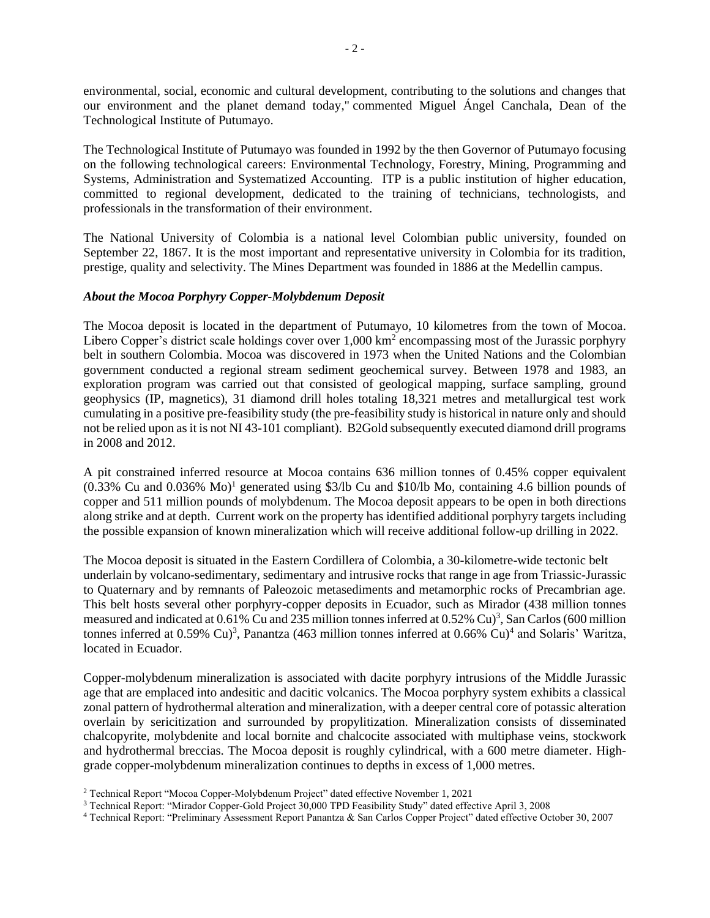environmental, social, economic and cultural development, contributing to the solutions and changes that our environment and the planet demand today," commented Miguel Ángel Canchala, Dean of the Technological Institute of Putumayo.

The Technological Institute of Putumayo was founded in 1992 by the then Governor of Putumayo focusing on the following technological careers: Environmental Technology, Forestry, Mining, Programming and Systems, Administration and Systematized Accounting. ITP is a public institution of higher education, committed to regional development, dedicated to the training of technicians, technologists, and professionals in the transformation of their environment.

The National University of Colombia is a national level Colombian public university, founded on September 22, 1867. It is the most important and representative university in Colombia for its tradition, prestige, quality and selectivity. The Mines Department was founded in 1886 at the Medellin campus.

***About the Mocoa Porphyry Copper-Molybdenum Deposit***

The Mocoa deposit is located in the department of Putumayo, 10 kilometres from the town of Mocoa. Libero Copper's district scale holdings cover over 1,000 $km^2$ encompassing most of the Jurassic porphyry belt in southern Colombia. Mocoa was discovered in 1973 when the United Nations and the Colombian government conducted a regional stream sediment geochemical survey. Between 1978 and 1983, an exploration program was carried out that consisted of geological mapping, surface sampling, ground geophysics (IP, magnetics), 31 diamond drill holes totaling 18,321 metres and metallurgical test work cumulating in a positive pre-feasibility study (the pre-feasibility study is historical in nature only and should not be relied upon as it is not NI 43-101 compliant). B2Gold subsequently executed diamond drill programs in 2008 and 2012.

A pit constrained inferred resource at Mocoa contains 636 million tonnes of 0.45% copper equivalent (0.33% Cu and 0.036% Mo)[1] generated using $3/lb Cu and $10/lb Mo, containing 4.6 billion pounds of copper and 511 million pounds of molybdenum. The Mocoa deposit appears to be open in both directions along strike and at depth. Current work on the property has identified additional porphyry targets including the possible expansion of known mineralization which will receive additional follow-up drilling in 2022.

The Mocoa deposit is situated in the Eastern Cordillera of Colombia, a 30-kilometre-wide tectonic belt underlain by volcano-sedimentary, sedimentary and intrusive rocks that range in age from Triassic-Jurassic to Quaternary and by remnants of Paleozoic metasediments and metamorphic rocks of Precambrian age. This belt hosts several other porphyry-copper deposits in Ecuador, such as Mirador (438 million tonnes measured and indicated at 0.61% Cu and 235 million tonnes inferred at 0.52% Cu)[3], San Carlos (600 million tonnes inferred at 0.59% Cu)[3], Panantza (463 million tonnes inferred at 0.66% Cu)[4] and Solaris' Waritza, located in Ecuador.

Copper-molybdenum mineralization is associated with dacite porphyry intrusions of the Middle Jurassic age that are emplaced into andesitic and dacitic volcanics. The Mocoa porphyry system exhibits a classical zonal pattern of hydrothermal alteration and mineralization, with a deeper central core of potassic alteration overlain by sericitization and surrounded by propylitization. Mineralization consists of disseminated chalcopyrite, molybdenite and local bornite and chalcocite associated with multiphase veins, stockwork and hydrothermal breccias. The Mocoa deposit is roughly cylindrical, with a 600 metre diameter. High-grade copper-molybdenum mineralization continues to depths in excess of 1,000 metres.

[2] Technical Report "Mocoa Copper-Molybdenum Project" dated effective November 1, 2021

[3] Technical Report: "Mirador Copper-Gold Project 30,000 TPD Feasibility Study" dated effective April 3, 2008

[4] Technical Report: "Preliminary Assessment Report Panantza & San Carlos Copper Project" dated effective October 30, 2007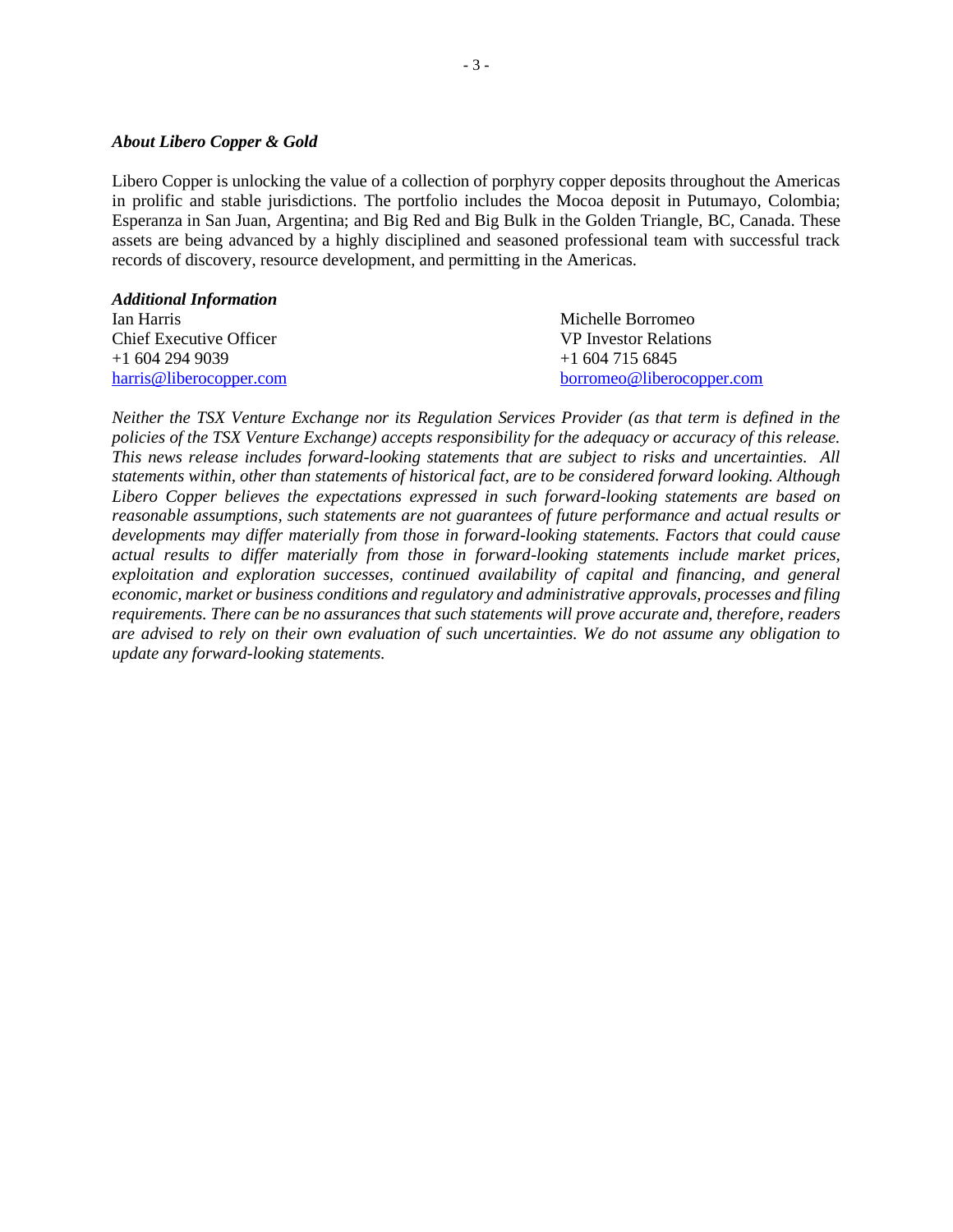### *About Libero Copper & Gold*

Libero Copper is unlocking the value of a collection of porphyry copper deposits throughout the Americas in prolific and stable jurisdictions. The portfolio includes the Mocoa deposit in Putumayo, Colombia; Esperanza in San Juan, Argentina; and Big Red and Big Bulk in the Golden Triangle, BC, Canada. These assets are being advanced by a highly disciplined and seasoned professional team with successful track records of discovery, resource development, and permitting in the Americas.

### *Additional Information*

Ian Harris
Chief Executive Officer
+1 604 294 9039
harris@liberocopper.com

Michelle Borromeo
VP Investor Relations
+1 604 715 6845
borromeo@liberocopper.com

*Neither the TSX Venture Exchange nor its Regulation Services Provider (as that term is defined in the policies of the TSX Venture Exchange) accepts responsibility for the adequacy or accuracy of this release. This news release includes forward-looking statements that are subject to risks and uncertainties. All statements within, other than statements of historical fact, are to be considered forward looking. Although Libero Copper believes the expectations expressed in such forward-looking statements are based on reasonable assumptions, such statements are not guarantees of future performance and actual results or developments may differ materially from those in forward-looking statements. Factors that could cause actual results to differ materially from those in forward-looking statements include market prices, exploitation and exploration successes, continued availability of capital and financing, and general economic, market or business conditions and regulatory and administrative approvals, processes and filing requirements. There can be no assurances that such statements will prove accurate and, therefore, readers are advised to rely on their own evaluation of such uncertainties. We do not assume any obligation to update any forward-looking statements.*